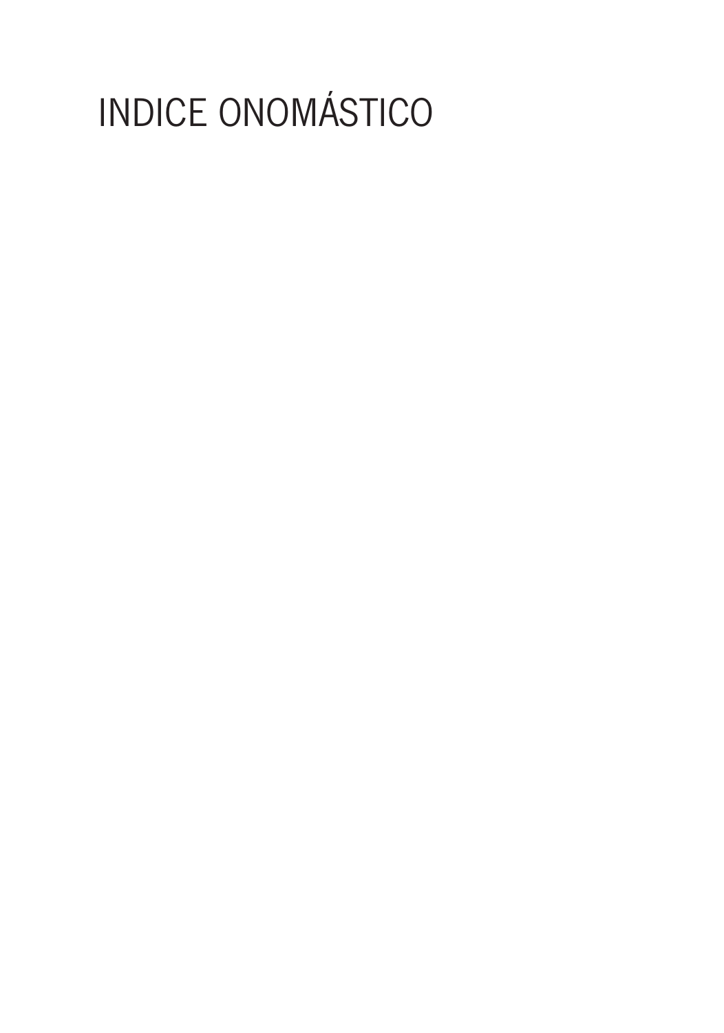# INDICE ONOMÁSTICO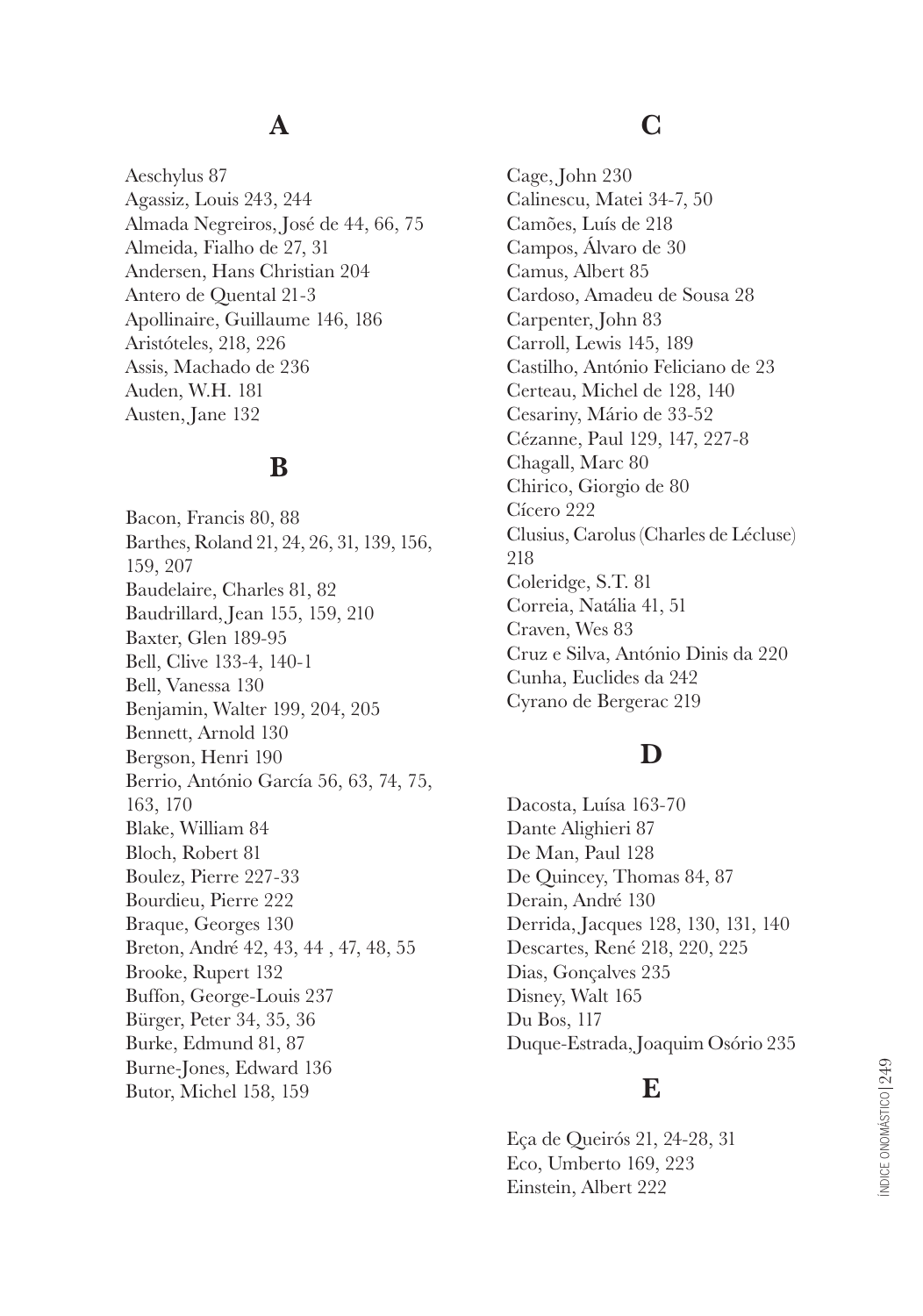## A

Aeschylus 87
Agassiz, Louis 243, 244
Almada Negreiros, José de 44, 66, 75
Almeida, Fialho de 27, 31
Andersen, Hans Christian 204
Antero de Quental 21-3
Apollinaire, Guillaume 146, 186
Aristóteles, 218, 226
Assis, Machado de 236
Auden, W.H. 181
Austen, Jane 132

## B

Bacon, Francis 80, 88
Barthes, Roland 21, 24, 26, 31, 139, 156, 159, 207
Baudelaire, Charles 81, 82
Baudrillard, Jean 155, 159, 210
Baxter, Glen 189-95
Bell, Clive 133-4, 140-1
Bell, Vanessa 130
Benjamin, Walter 199, 204, 205
Bennett, Arnold 130
Bergson, Henri 190
Berrio, António García 56, 63, 74, 75, 163, 170
Blake, William 84
Bloch, Robert 81
Boulez, Pierre 227-33
Bourdieu, Pierre 222
Braque, Georges 130
Breton, André 42, 43, 44 , 47, 48, 55
Brooke, Rupert 132
Buffon, George-Louis 237
Bürger, Peter 34, 35, 36
Burke, Edmund 81, 87
Burne-Jones, Edward 136
Butor, Michel 158, 159

## C

Cage, John 230
Calinescu, Matei 34-7, 50
Camões, Luís de 218
Campos, Álvaro de 30
Camus, Albert 85
Cardoso, Amadeu de Sousa 28
Carpenter, John 83
Carroll, Lewis 145, 189
Castilho, António Feliciano de 23
Certeau, Michel de 128, 140
Cesariny, Mário de 33-52
Cézanne, Paul 129, 147, 227-8
Chagall, Marc 80
Chirico, Giorgio de 80
Cícero 222
Clusius, Carolus (Charles de Lécluse) 218
Coleridge, S.T. 81
Correia, Natália 41, 51
Craven, Wes 83
Cruz e Silva, António Dinis da 220
Cunha, Euclides da 242
Cyrano de Bergerac 219

## D

Dacosta, Luísa 163-70
Dante Alighieri 87
De Man, Paul 128
De Quincey, Thomas 84, 87
Derain, André 130
Derrida, Jacques 128, 130, 131, 140
Descartes, René 218, 220, 225
Dias, Gonçalves 235
Disney, Walt 165
Du Bos, 117
Duque-Estrada, Joaquim Osório 235

## E

Eça de Queirós 21, 24-28, 31
Eco, Umberto 169, 223
Einstein, Albert 222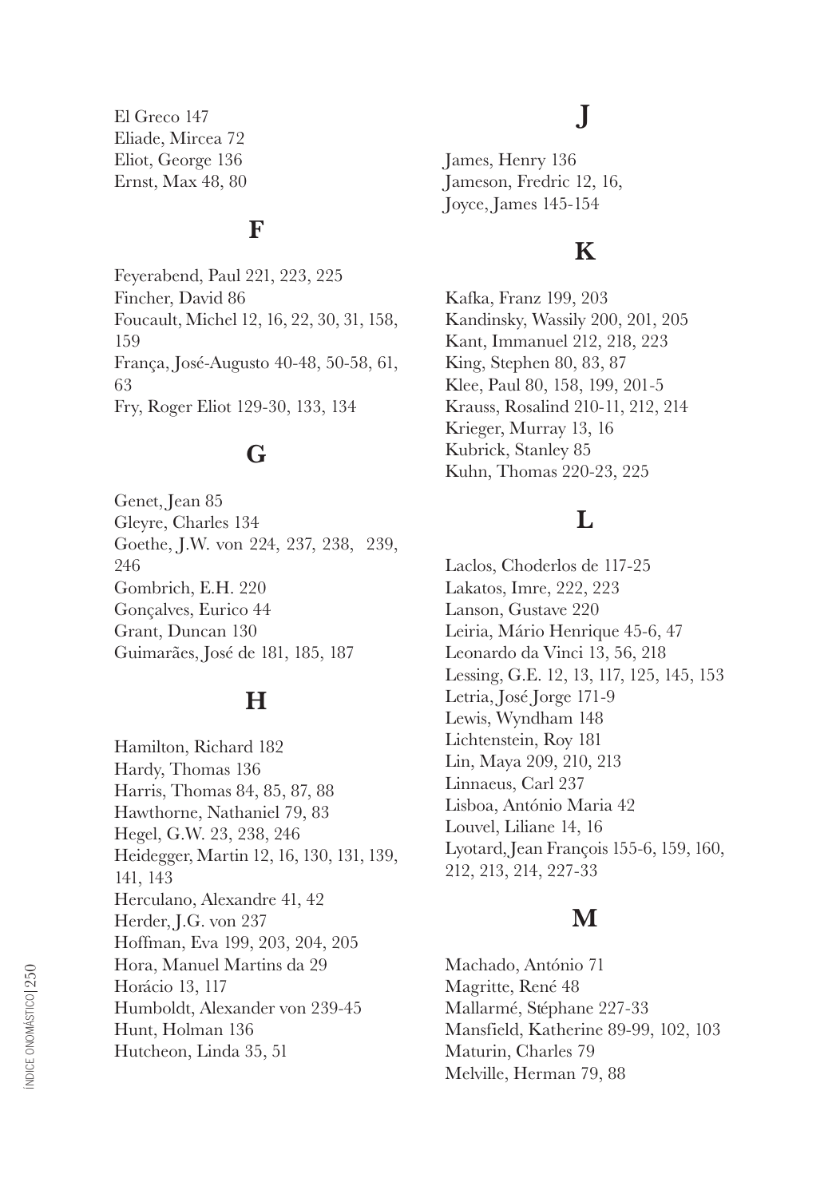El Greco 147
Eliade, Mircea 72
Eliot, George 136
Ernst, Max 48, 80

## F

Feyerabend, Paul 221, 223, 225
Fincher, David 86
Foucault, Michel 12, 16, 22, 30, 31, 158, 159
França, José-Augusto 40-48, 50-58, 61, 63
Fry, Roger Eliot 129-30, 133, 134

## G

Genet, Jean 85
Gleyre, Charles 134
Goethe, J.W. von 224, 237, 238, 239, 246
Gombrich, E.H. 220
Gonçalves, Eurico 44
Grant, Duncan 130
Guimarães, José de 181, 185, 187

## H

Hamilton, Richard 182
Hardy, Thomas 136
Harris, Thomas 84, 85, 87, 88
Hawthorne, Nathaniel 79, 83
Hegel, G.W. 23, 238, 246
Heidegger, Martin 12, 16, 130, 131, 139, 141, 143
Herculano, Alexandre 41, 42
Herder, J.G. von 237
Hoffman, Eva 199, 203, 204, 205
Hora, Manuel Martins da 29
Horácio 13, 117
Humboldt, Alexander von 239-45
Hunt, Holman 136
Hutcheon, Linda 35, 51

## J

James, Henry 136
Jameson, Fredric 12, 16,
Joyce, James 145-154

## K

Kafka, Franz 199, 203
Kandinsky, Wassily 200, 201, 205
Kant, Immanuel 212, 218, 223
King, Stephen 80, 83, 87
Klee, Paul 80, 158, 199, 201-5
Krauss, Rosalind 210-11, 212, 214
Krieger, Murray 13, 16
Kubrick, Stanley 85
Kuhn, Thomas 220-23, 225

## L

Laclos, Choderlos de 117-25
Lakatos, Imre, 222, 223
Lanson, Gustave 220
Leiria, Mário Henrique 45-6, 47
Leonardo da Vinci 13, 56, 218
Lessing, G.E. 12, 13, 117, 125, 145, 153
Letria, José Jorge 171-9
Lewis, Wyndham 148
Lichtenstein, Roy 181
Lin, Maya 209, 210, 213
Linnaeus, Carl 237
Lisboa, António Maria 42
Louvel, Liliane 14, 16
Lyotard, Jean François 155-6, 159, 160, 212, 213, 214, 227-33

## M

Machado, António 71
Magritte, René 48
Mallarmé, Stéphane 227-33
Mansfield, Katherine 89-99, 102, 103
Maturin, Charles 79
Melville, Herman 79, 88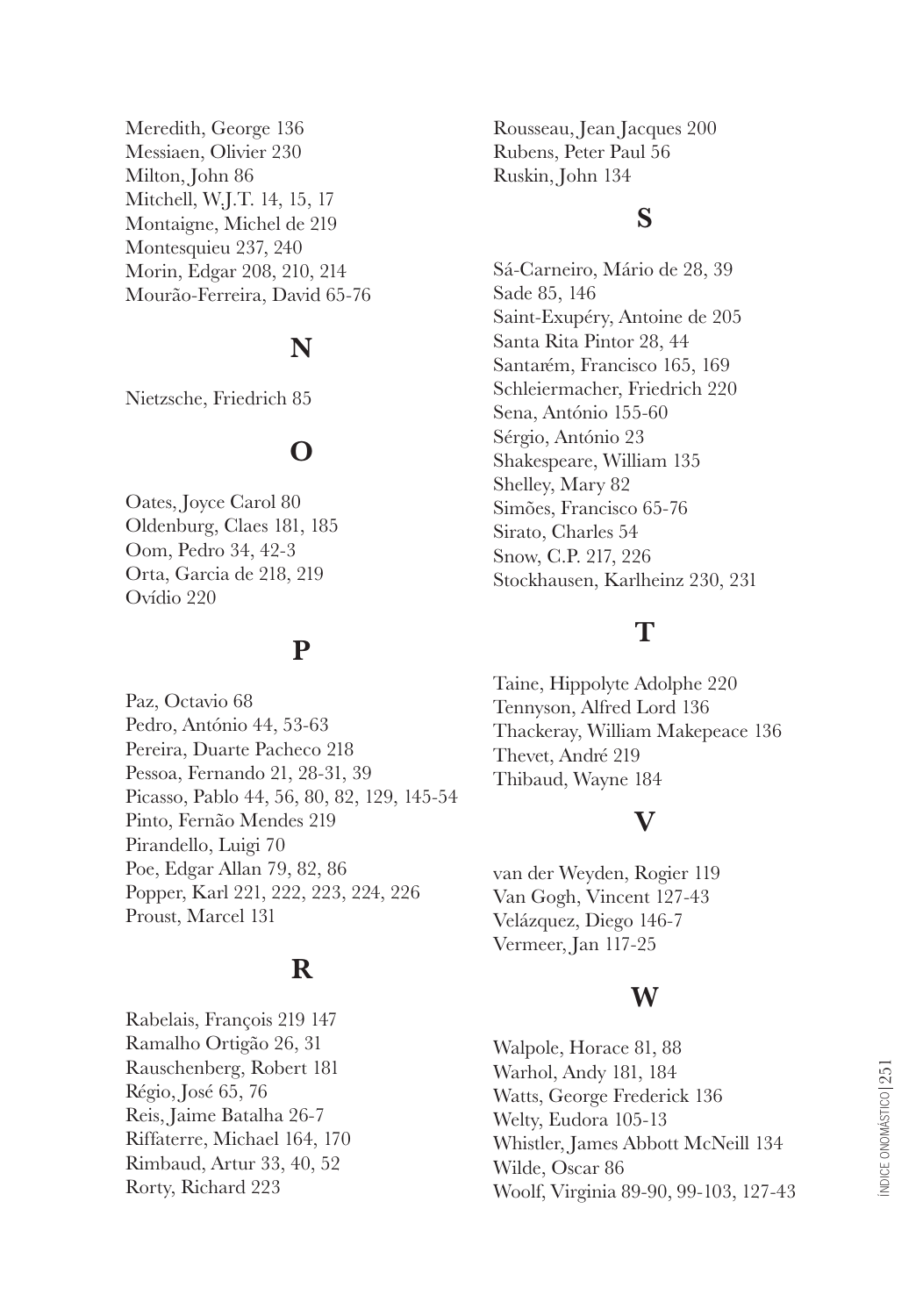Meredith, George 136
Messiaen, Olivier 230
Milton, John 86
Mitchell, W.J.T. 14, 15, 17
Montaigne, Michel de 219
Montesquieu 237, 240
Morin, Edgar 208, 210, 214
Mourão-Ferreira, David 65-76

## N

Nietzsche, Friedrich 85

## O

Oates, Joyce Carol 80
Oldenburg, Claes 181, 185
Oom, Pedro 34, 42-3
Orta, Garcia de 218, 219
Ovídio 220

## P

Paz, Octavio 68
Pedro, António 44, 53-63
Pereira, Duarte Pacheco 218
Pessoa, Fernando 21, 28-31, 39
Picasso, Pablo 44, 56, 80, 82, 129, 145-54
Pinto, Fernão Mendes 219
Pirandello, Luigi 70
Poe, Edgar Allan 79, 82, 86
Popper, Karl 221, 222, 223, 224, 226
Proust, Marcel 131

## R

Rabelais, François 219 147
Ramalho Ortigão 26, 31
Rauschenberg, Robert 181
Régio, José 65, 76
Reis, Jaime Batalha 26-7
Riffaterre, Michael 164, 170
Rimbaud, Artur 33, 40, 52
Rorty, Richard 223
Rousseau, Jean Jacques 200
Rubens, Peter Paul 56
Ruskin, John 134

## S

Sá-Carneiro, Mário de 28, 39
Sade 85, 146
Saint-Exupéry, Antoine de 205
Santa Rita Pintor 28, 44
Santarém, Francisco 165, 169
Schleiermacher, Friedrich 220
Sena, António 155-60
Sérgio, António 23
Shakespeare, William 135
Shelley, Mary 82
Simões, Francisco 65-76
Sirato, Charles 54
Snow, C.P. 217, 226
Stockhausen, Karlheinz 230, 231

## T

Taine, Hippolyte Adolphe 220
Tennyson, Alfred Lord 136
Thackeray, William Makepeace 136
Thevet, André 219
Thibaud, Wayne 184

## V

van der Weyden, Rogier 119
Van Gogh, Vincent 127-43
Velázquez, Diego 146-7
Vermeer, Jan 117-25

## W

Walpole, Horace 81, 88
Warhol, Andy 181, 184
Watts, George Frederick 136
Welty, Eudora 105-13
Whistler, James Abbott McNeill 134
Wilde, Oscar 86
Woolf, Virginia 89-90, 99-103, 127-43